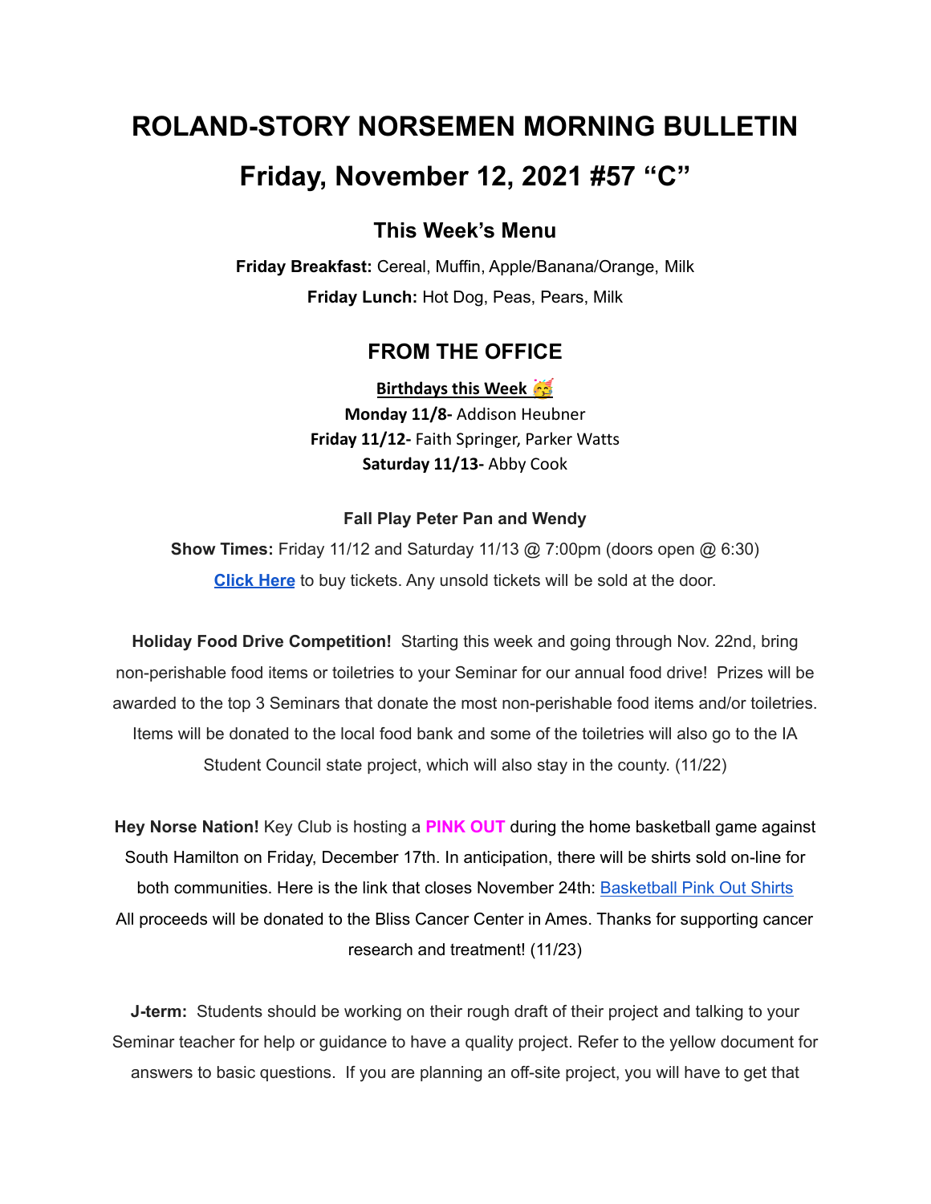# ROLAND-STORY NORSEMEN MORNING BULLETIN

# Friday, November 12, 2021 #57 "C"

## This Week's Menu

**Friday Breakfast:** Cereal, Muffin, Apple/Banana/Orange, Milk

**Friday Lunch:** Hot Dog, Peas, Pears, Milk

## FROM THE OFFICE

**Birthdays this Week** 🥳

**Monday 11/8-** Addison Heubner

**Friday 11/12-** Faith Springer, Parker Watts

**Saturday 11/13-** Abby Cook

**Fall Play Peter Pan and Wendy**

**Show Times:** Friday 11/12 and Saturday 11/13 @ 7:00pm (doors open @ 6:30)

**Click Here** to buy tickets. Any unsold tickets will be sold at the door.

**Holiday Food Drive Competition!** Starting this week and going through Nov. 22nd, bring non-perishable food items or toiletries to your Seminar for our annual food drive! Prizes will be awarded to the top 3 Seminars that donate the most non-perishable food items and/or toiletries. Items will be donated to the local food bank and some of the toiletries will also go to the IA Student Council state project, which will also stay in the county. (11/22)

**Hey Norse Nation!** Key Club is hosting a **PINK OUT** during the home basketball game against South Hamilton on Friday, December 17th. In anticipation, there will be shirts sold on-line for both communities. Here is the link that closes November 24th: Basketball Pink Out Shirts All proceeds will be donated to the Bliss Cancer Center in Ames. Thanks for supporting cancer research and treatment! (11/23)

**J-term:** Students should be working on their rough draft of their project and talking to your Seminar teacher for help or guidance to have a quality project. Refer to the yellow document for answers to basic questions. If you are planning an off-site project, you will have to get that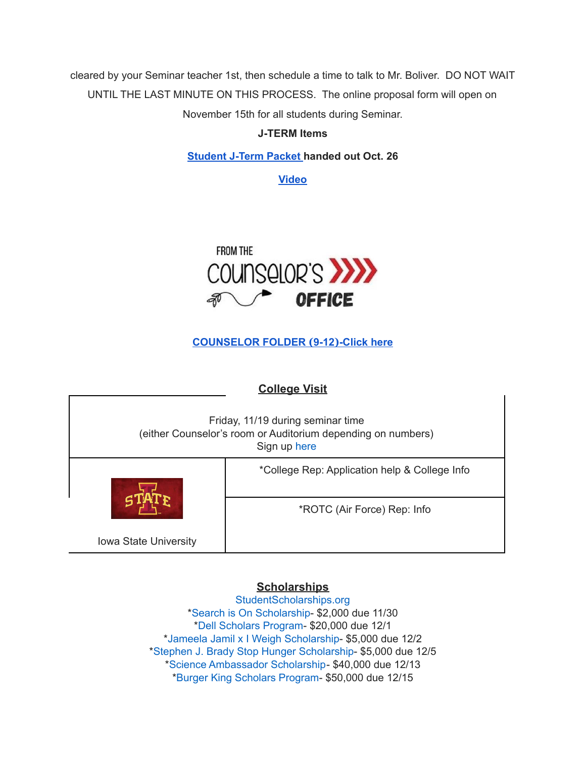cleared by your Seminar teacher 1st, then schedule a time to talk to Mr. Boliver. DO NOT WAIT UNTIL THE LAST MINUTE ON THIS PROCESS. The online proposal form will open on November 15th for all students during Seminar.

**J-TERM Items**

**Student J-Term Packet handed out Oct. 26**

**Video**

FROM THE COUNSELOR'S OFFICE

**COUNSELOR FOLDER (9-12)-Click here**

## College Visit

| Friday, 11/19 during seminar time (either Counselor's room or Auditorium depending on numbers) Sign up here | |
|---|---|
| Iowa State University | *College Rep: Application help & College Info |
| | *ROTC (Air Force) Rep: Info |

## Scholarships

StudentScholarships.org

*Search is On Scholarship- $2,000 due 11/30
*Dell Scholars Program- $20,000 due 12/1
*Jameela Jamil x I Weigh Scholarship- $5,000 due 12/2
*Stephen J. Brady Stop Hunger Scholarship- $5,000 due 12/5
*Science Ambassador Scholarship- $40,000 due 12/13
*Burger King Scholars Program- $50,000 due 12/15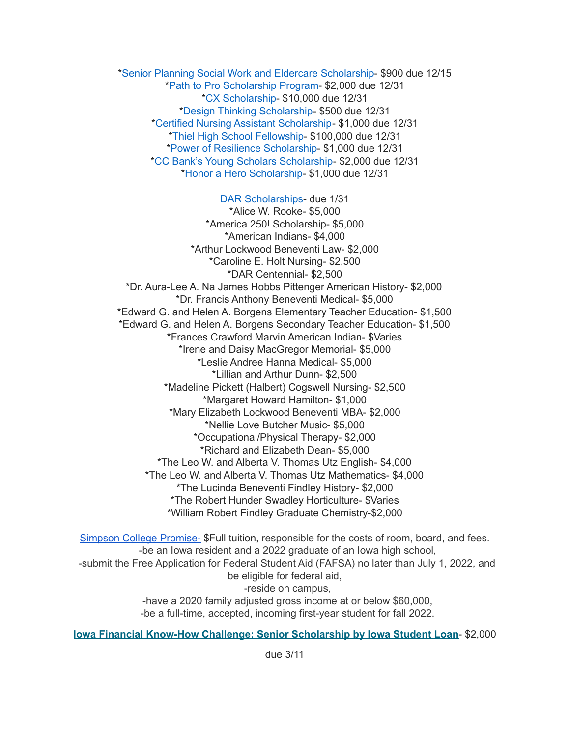*Senior Planning Social Work and Eldercare Scholarship- $900 due 12/15
*Path to Pro Scholarship Program- $2,000 due 12/31
*CX Scholarship- $10,000 due 12/31
*Design Thinking Scholarship- $500 due 12/31
*Certified Nursing Assistant Scholarship- $1,000 due 12/31
*Thiel High School Fellowship- $100,000 due 12/31
*Power of Resilience Scholarship- $1,000 due 12/31
*CC Bank's Young Scholars Scholarship- $2,000 due 12/31
*Honor a Hero Scholarship- $1,000 due 12/31

DAR Scholarships- due 1/31
*Alice W. Rooke- $5,000
*America 250! Scholarship- $5,000
*American Indians- $4,000
*Arthur Lockwood Beneventi Law- $2,000
*Caroline E. Holt Nursing- $2,500
*DAR Centennial- $2,500
*Dr. Aura-Lee A. Na James Hobbs Pittenger American History- $2,000
*Dr. Francis Anthony Beneventi Medical- $5,000
*Edward G. and Helen A. Borgens Elementary Teacher Education- $1,500
*Edward G. and Helen A. Borgens Secondary Teacher Education- $1,500
*Frances Crawford Marvin American Indian- $Varies
*Irene and Daisy MacGregor Memorial- $5,000
*Leslie Andree Hanna Medical- $5,000
*Lillian and Arthur Dunn- $2,500
*Madeline Pickett (Halbert) Cogswell Nursing- $2,500
*Margaret Howard Hamilton- $1,000
*Mary Elizabeth Lockwood Beneventi MBA- $2,000
*Nellie Love Butcher Music- $5,000
*Occupational/Physical Therapy- $2,000
*Richard and Elizabeth Dean- $5,000
*The Leo W. and Alberta V. Thomas Utz English- $4,000
*The Leo W. and Alberta V. Thomas Utz Mathematics- $4,000
*The Lucinda Beneventi Findley History- $2,000
*The Robert Hunder Swadley Horticulture- $Varies
*William Robert Findley Graduate Chemistry-$2,000

Simpson College Promise- $Full tuition, responsible for the costs of room, board, and fees.
-be an Iowa resident and a 2022 graduate of an Iowa high school,
-submit the Free Application for Federal Student Aid (FAFSA) no later than July 1, 2022, and be eligible for federal aid,
-reside on campus,
-have a 2020 family adjusted gross income at or below $60,000,
-be a full-time, accepted, incoming first-year student for fall 2022.

**Iowa Financial Know-How Challenge: Senior Scholarship by Iowa Student Loan**- $2,000 due 3/11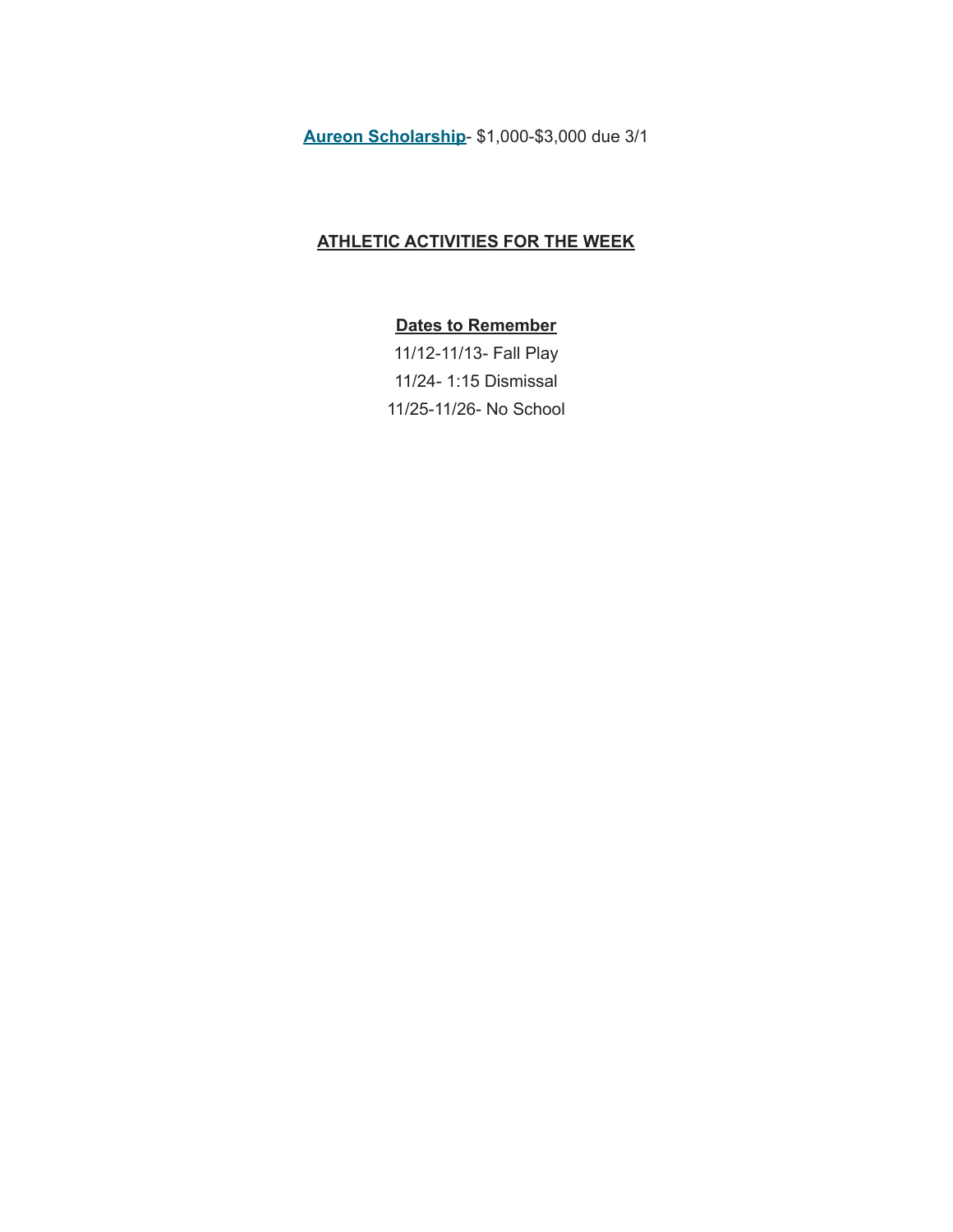**Aureon Scholarship**- $1,000-$3,000 due 3/1

## ATHLETIC ACTIVITIES FOR THE WEEK

### Dates to Remember

11/12-11/13- Fall Play

11/24- 1:15 Dismissal

11/25-11/26- No School